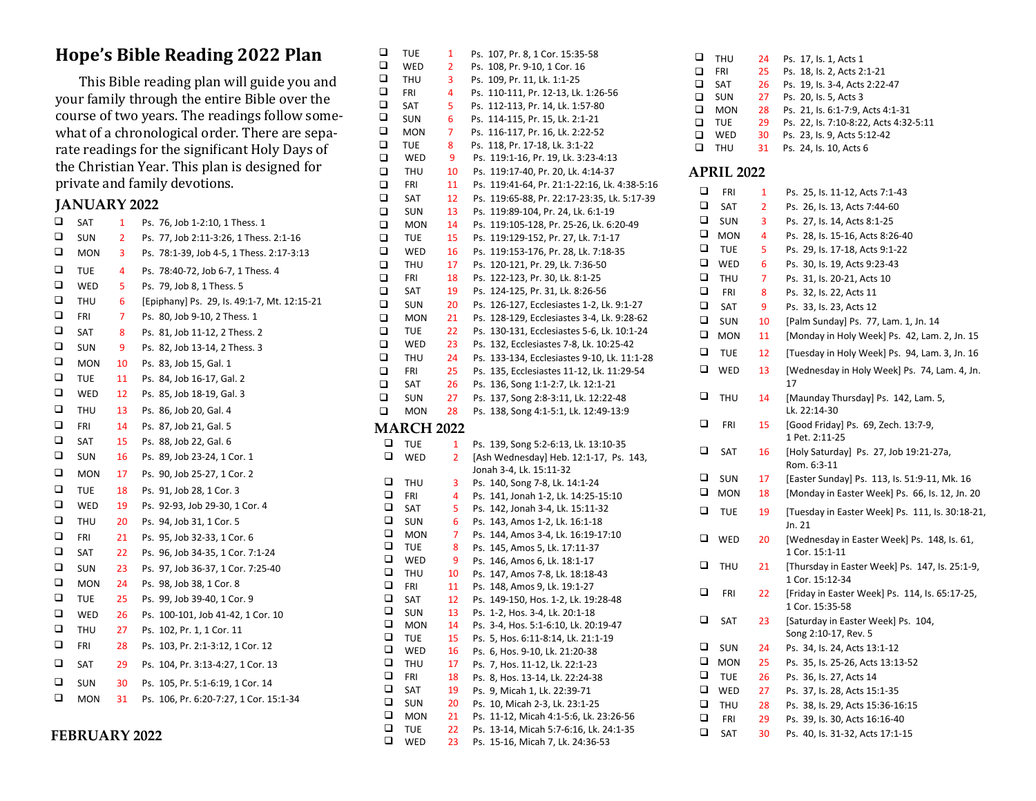# Hope's Bible Reading 2022 Plan

This Bible reading plan will guide you and your family through the entire Bible over the course of two years. The readings follow somewhat of a chronological order. There are separate readings for the significant Holy Days of the Christian Year. This plan is designed for private and family devotions.

## JANUARY 2022

- ❑ SAT 1 Ps. 76, Job 1-2:10, 1 Thess. 1
- ❑ SUN 2 Ps. 77, Job 2:11-3:26, 1 Thess. 2:1-16
- ❑ MON 3 Ps. 78:1-39, Job 4-5, 1 Thess. 2:17-3:13
- ❑ TUE 4 Ps. 78:40-72, Job 6-7, 1 Thess. 4
- ❑ WED 5 Ps. 79, Job 8, 1 Thess. 5
- ❑ THU 6 [Epiphany] Ps. 29, Is. 49:1-7, Mt. 12:15-21
- ❑ FRI 7 Ps. 80, Job 9-10, 2 Thess. 1
- ❑ SAT 8 Ps. 81, Job 11-12, 2 Thess. 2
- ❑ SUN 9 Ps. 82, Job 13-14, 2 Thess. 3
- ❑ MON 10 Ps. 83, Job 15, Gal. 1
- ❑ TUE 11 Ps. 84, Job 16-17, Gal. 2
- ❑ WED 12 Ps. 85, Job 18-19, Gal. 3
- ❑ THU 13 Ps. 86, Job 20, Gal. 4
- ❑ FRI 14 Ps. 87, Job 21, Gal. 5
- ❑ SAT 15 Ps. 88, Job 22, Gal. 6
- ❑ SUN 16 Ps. 89, Job 23-24, 1 Cor. 1
- ❑ MON 17 Ps. 90, Job 25-27, 1 Cor. 2
- ❑ TUE 18 Ps. 91, Job 28, 1 Cor. 3
- ❑ WED 19 Ps. 92-93, Job 29-30, 1 Cor. 4
- ❑ THU 20 Ps. 94, Job 31, 1 Cor. 5
- ❑ FRI 21 Ps. 95, Job 32-33, 1 Cor. 6
- ❑ SAT 22 Ps. 96, Job 34-35, 1 Cor. 7:1-24
- ❑ SUN 23 Ps. 97, Job 36-37, 1 Cor. 7:25-40
- ❑ MON 24 Ps. 98, Job 38, 1 Cor. 8
- ❑ TUE 25 Ps. 99, Job 39-40, 1 Cor. 9
- ❑ WED 26 Ps. 100-101, Job 41-42, 1 Cor. 10
- ❑ THU 27 Ps. 102, Pr. 1, 1 Cor. 11
- ❑ FRI 28 Ps. 103, Pr. 2:1-3:12, 1 Cor. 12
- ❑ SAT 29 Ps. 104, Pr. 3:13-4:27, 1 Cor. 13
- ❑ SUN 30 Ps. 105, Pr. 5:1-6:19, 1 Cor. 14
- ❑ MON 31 Ps. 106, Pr. 6:20-7:27, 1 Cor. 15:1-34

## FEBRUARY 2022

- ❑ TUE 1 Ps. 107, Pr. 8, 1 Cor. 15:35-58
- ❑ WED 2 Ps. 108, Pr. 9-10, 1 Cor. 16
- ❑ THU 3 Ps. 109, Pr. 11, Lk. 1:1-25
- ❑ FRI 4 Ps. 110-111, Pr. 12-13, Lk. 1:26-56
- ❑ SAT 5 Ps. 112-113, Pr. 14, Lk. 1:57-80
- ❑ SUN 6 Ps. 114-115, Pr. 15, Lk. 2:1-21
- ❑ MON 7 Ps. 116-117, Pr. 16, Lk. 2:22-52
- ❑ TUE 8 Ps. 118, Pr. 17-18, Lk. 3:1-22
- ❑ WED 9 Ps. 119:1-16, Pr. 19, Lk. 3:23-4:13
- ❑ THU 10 Ps. 119:17-40, Pr. 20, Lk. 4:14-37
- ❑ FRI 11 Ps. 119:41-64, Pr. 21:1-22:16, Lk. 4:38-5:16
- ❑ SAT 12 Ps. 119:65-88, Pr. 22:17-23:35, Lk. 5:17-39
- ❑ SUN 13 Ps. 119:89-104, Pr. 24, Lk. 6:1-19
- ❑ MON 14 Ps. 119:105-128, Pr. 25-26, Lk. 6:20-49
- ❑ TUE 15 Ps. 119:129-152, Pr. 27, Lk. 7:1-17
- ❑ WED 16 Ps. 119:153-176, Pr. 28, Lk. 7:18-35
- ❑ THU 17 Ps. 120-121, Pr. 29, Lk. 7:36-50
- ❑ FRI 18 Ps. 122-123, Pr. 30, Lk. 8:1-25
- ❑ SAT 19 Ps. 124-125, Pr. 31, Lk. 8:26-56
- ❑ SUN 20 Ps. 126-127, Ecclesiastes 1-2, Lk. 9:1-27
- ❑ MON 21 Ps. 128-129, Ecclesiastes 3-4, Lk. 9:28-62
- ❑ TUE 22 Ps. 130-131, Ecclesiastes 5-6, Lk. 10:1-24
- ❑ WED 23 Ps. 132, Ecclesiastes 7-8, Lk. 10:25-42
- ❑ THU 24 Ps. 133-134, Ecclesiastes 9-10, Lk. 11:1-28
- ❑ FRI 25 Ps. 135, Ecclesiastes 11-12, Lk. 11:29-54
- ❑ SAT 26 Ps. 136, Song 1:1-2:7, Lk. 12:1-21
- ❑ SUN 27 Ps. 137, Song 2:8-3:11, Lk. 12:22-48
- ❑ MON 28 Ps. 138, Song 4:1-5:1, Lk. 12:49-13:9

## MARCH 2022

- ❑ TUE 1 Ps. 139, Song 5:2-6:13, Lk. 13:10-35
- ❑ WED 2 [Ash Wednesday] Heb. 12:1-17, Ps. 143, Jonah 3-4, Lk. 15:11-32
- ❑ THU 3 Ps. 140, Song 7-8, Lk. 14:1-24
- ❑ FRI 4 Ps. 141, Jonah 1-2, Lk. 14:25-15:10
- ❑ SAT 5 Ps. 142, Jonah 3-4, Lk. 15:11-32
- ❑ SUN 6 Ps. 143, Amos 1-2, Lk. 16:1-18
- ❑ MON 7 Ps. 144, Amos 3-4, Lk. 16:19-17:10
- ❑ TUE 8 Ps. 145, Amos 5, Lk. 17:11-37
- ❑ WED 9 Ps. 146, Amos 6, Lk. 18:1-17
- ❑ THU 10 Ps. 147, Amos 7-8, Lk. 18:18-43
- ❑ FRI 11 Ps. 148, Amos 9, Lk. 19:1-27
- ❑ SAT 12 Ps. 149-150, Hos. 1-2, Lk. 19:28-48
- ❑ SUN 13 Ps. 1-2, Hos. 3-4, Lk. 20:1-18
- ❑ MON 14 Ps. 3-4, Hos. 5:1-6:10, Lk. 20:19-47
- ❑ TUE 15 Ps. 5, Hos. 6:11-8:14, Lk. 21:1-19
- ❑ WED 16 Ps. 6, Hos. 9-10, Lk. 21:20-38
- ❑ THU 17 Ps. 7, Hos. 11-12, Lk. 22:1-23
- ❑ FRI 18 Ps. 8, Hos. 13-14, Lk. 22:24-38
- ❑ SAT 19 Ps. 9, Micah 1, Lk. 22:39-71
- ❑ SUN 20 Ps. 10, Micah 2-3, Lk. 23:1-25
- ❑ MON 21 Ps. 11-12, Micah 4:1-5:6, Lk. 23:26-56
- ❑ TUE 22 Ps. 13-14, Micah 5:7-6:16, Lk. 24:1-35
- ❑ WED 23 Ps. 15-16, Micah 7, Lk. 24:36-53
- ❑ THU 24 Ps. 17, Is. 1, Acts 1
- ❑ FRI 25 Ps. 18, Is. 2, Acts 2:1-21
- ❑ SAT 26 Ps. 19, Is. 3-4, Acts 2:22-47
- ❑ SUN 27 Ps. 20, Is. 5, Acts 3
- ❑ MON 28 Ps. 21, Is. 6:1-7:9, Acts 4:1-31
- ❑ TUE 29 Ps. 22, Is. 7:10-8:22, Acts 4:32-5:11
- ❑ WED 30 Ps. 23, Is. 9, Acts 5:12-42
- ❑ THU 31 Ps. 24, Is. 10, Acts 6

## APRIL 2022

- ❑ FRI 1 Ps. 25, Is. 11-12, Acts 7:1-43
- ❑ SAT 2 Ps. 26, Is. 13, Acts 7:44-60
- ❑ SUN 3 Ps. 27, Is. 14, Acts 8:1-25
- ❑ MON 4 Ps. 28, Is. 15-16, Acts 8:26-40
- ❑ TUE 5 Ps. 29, Is. 17-18, Acts 9:1-22
- ❑ WED 6 Ps. 30, Is. 19, Acts 9:23-43
- ❑ THU 7 Ps. 31, Is. 20-21, Acts 10
- ❑ FRI 8 Ps. 32, Is. 22, Acts 11
- ❑ SAT 9 Ps. 33, Is. 23, Acts 12
- ❑ SUN 10 [Palm Sunday] Ps. 77, Lam. 1, Jn. 14
- ❑ MON 11 [Monday in Holy Week] Ps. 42, Lam. 2, Jn. 15
- ❑ TUE 12 [Tuesday in Holy Week] Ps. 94, Lam. 3, Jn. 16
- ❑ WED 13 [Wednesday in Holy Week] Ps. 74, Lam. 4, Jn. 17
- ❑ THU 14 [Maunday Thursday] Ps. 142, Lam. 5, Lk. 22:14-30
- ❑ FRI 15 [Good Friday] Ps. 69, Zech. 13:7-9, 1 Pet. 2:11-25
- ❑ SAT 16 [Holy Saturday] Ps. 27, Job 19:21-27a, Rom. 6:3-11
- ❑ SUN 17 [Easter Sunday] Ps. 113, Is. 51:9-11, Mk. 16
- ❑ MON 18 [Monday in Easter Week] Ps. 66, Is. 12, Jn. 20
- ❑ TUE 19 [Tuesday in Easter Week] Ps. 111, Is. 30:18-21, Jn. 21
- ❑ WED 20 [Wednesday in Easter Week] Ps. 148, Is. 61, 1 Cor. 15:1-11
- ❑ THU 21 [Thursday in Easter Week] Ps. 147, Is. 25:1-9, 1 Cor. 15:12-34
- ❑ FRI 22 [Friday in Easter Week] Ps. 114, Is. 65:17-25, 1 Cor. 15:35-58
- ❑ SAT 23 [Saturday in Easter Week] Ps. 104, Song 2:10-17, Rev. 5
- ❑ SUN 24 Ps. 34, Is. 24, Acts 13:1-12
- ❑ MON 25 Ps. 35, Is. 25-26, Acts 13:13-52
- ❑ TUE 26 Ps. 36, Is. 27, Acts 14
- ❑ WED 27 Ps. 37, Is. 28, Acts 15:1-35
- ❑ THU 28 Ps. 38, Is. 29, Acts 15:36-16:15
- ❑ FRI 29 Ps. 39, Is. 30, Acts 16:16-40
- ❑ SAT 30 Ps. 40, Is. 31-32, Acts 17:1-15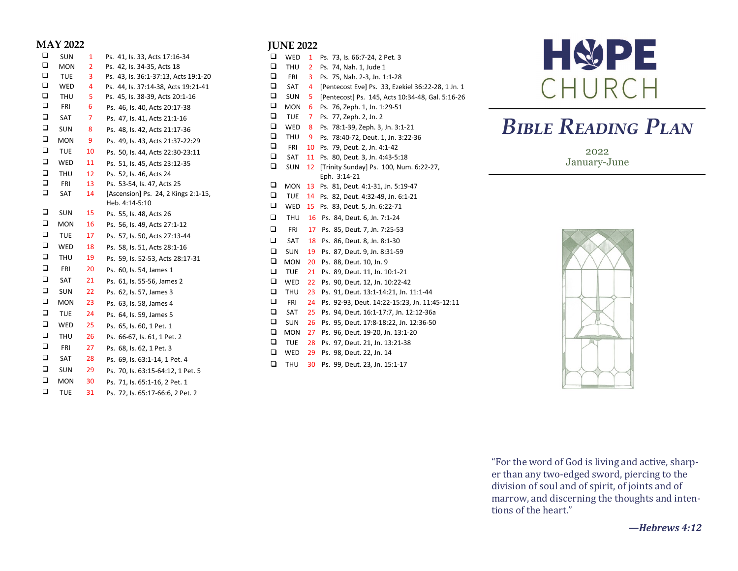## MAY 2022

| | Day | Date | Reading |
|---|---|---|---|
| ❑ | SUN | 1 | Ps. 41, Is. 33, Acts 17:16-34 |
| ❑ | MON | 2 | Ps. 42, Is. 34-35, Acts 18 |
| ❑ | TUE | 3 | Ps. 43, Is. 36:1-37:13, Acts 19:1-20 |
| ❑ | WED | 4 | Ps. 44, Is. 37:14-38, Acts 19:21-41 |
| ❑ | THU | 5 | Ps. 45, Is. 38-39, Acts 20:1-16 |
| ❑ | FRI | 6 | Ps. 46, Is. 40, Acts 20:17-38 |
| ❑ | SAT | 7 | Ps. 47, Is. 41, Acts 21:1-16 |
| ❑ | SUN | 8 | Ps. 48, Is. 42, Acts 21:17-36 |
| ❑ | MON | 9 | Ps. 49, Is. 43, Acts 21:37-22:29 |
| ❑ | TUE | 10 | Ps. 50, Is. 44, Acts 22:30-23:11 |
| ❑ | WED | 11 | Ps. 51, Is. 45, Acts 23:12-35 |
| ❑ | THU | 12 | Ps. 52, Is. 46, Acts 24 |
| ❑ | FRI | 13 | Ps. 53-54, Is. 47, Acts 25 |
| ❑ | SAT | 14 | [Ascension] Ps. 24, 2 Kings 2:1-15, Heb. 4:14-5:10 |
| ❑ | SUN | 15 | Ps. 55, Is. 48, Acts 26 |
| ❑ | MON | 16 | Ps. 56, Is. 49, Acts 27:1-12 |
| ❑ | TUE | 17 | Ps. 57, Is. 50, Acts 27:13-44 |
| ❑ | WED | 18 | Ps. 58, Is. 51, Acts 28:1-16 |
| ❑ | THU | 19 | Ps. 59, Is. 52-53, Acts 28:17-31 |
| ❑ | FRI | 20 | Ps. 60, Is. 54, James 1 |
| ❑ | SAT | 21 | Ps. 61, Is. 55-56, James 2 |
| ❑ | SUN | 22 | Ps. 62, Is. 57, James 3 |
| ❑ | MON | 23 | Ps. 63, Is. 58, James 4 |
| ❑ | TUE | 24 | Ps. 64, Is. 59, James 5 |
| ❑ | WED | 25 | Ps. 65, Is. 60, 1 Pet. 1 |
| ❑ | THU | 26 | Ps. 66-67, Is. 61, 1 Pet. 2 |
| ❑ | FRI | 27 | Ps. 68, Is. 62, 1 Pet. 3 |
| ❑ | SAT | 28 | Ps. 69, Is. 63:1-14, 1 Pet. 4 |
| ❑ | SUN | 29 | Ps. 70, Is. 63:15-64:12, 1 Pet. 5 |
| ❑ | MON | 30 | Ps. 71, Is. 65:1-16, 2 Pet. 1 |
| ❑ | TUE | 31 | Ps. 72, Is. 65:17-66:6, 2 Pet. 2 |

## JUNE 2022

| | Day | Date | Reading |
|---|---|---|---|
| ❑ | WED | 1 | Ps. 73, Is. 66:7-24, 2 Pet. 3 |
| ❑ | THU | 2 | Ps. 74, Nah. 1, Jude 1 |
| ❑ | FRI | 3 | Ps. 75, Nah. 2-3, Jn. 1:1-28 |
| ❑ | SAT | 4 | [Pentecost Eve] Ps. 33, Ezekiel 36:22-28, 1 Jn. 1 |
| ❑ | SUN | 5 | [Pentecost] Ps. 145, Acts 10:34-48, Gal. 5:16-26 |
| ❑ | MON | 6 | Ps. 76, Zeph. 1, Jn. 1:29-51 |
| ❑ | TUE | 7 | Ps. 77, Zeph. 2, Jn. 2 |
| ❑ | WED | 8 | Ps. 78:1-39, Zeph. 3, Jn. 3:1-21 |
| ❑ | THU | 9 | Ps. 78:40-72, Deut. 1, Jn. 3:22-36 |
| ❑ | FRI | 10 | Ps. 79, Deut. 2, Jn. 4:1-42 |
| ❑ | SAT | 11 | Ps. 80, Deut. 3, Jn. 4:43-5:18 |
| ❑ | SUN | 12 | [Trinity Sunday] Ps. 100, Num. 6:22-27, Eph. 3:14-21 |
| ❑ | MON | 13 | Ps. 81, Deut. 4:1-31, Jn. 5:19-47 |
| ❑ | TUE | 14 | Ps. 82, Deut. 4:32-49, Jn. 6:1-21 |
| ❑ | WED | 15 | Ps. 83, Deut. 5, Jn. 6:22-71 |
| ❑ | THU | 16 | Ps. 84, Deut. 6, Jn. 7:1-24 |
| ❑ | FRI | 17 | Ps. 85, Deut. 7, Jn. 7:25-53 |
| ❑ | SAT | 18 | Ps. 86, Deut. 8, Jn. 8:1-30 |
| ❑ | SUN | 19 | Ps. 87, Deut. 9, Jn. 8:31-59 |
| ❑ | MON | 20 | Ps. 88, Deut. 10, Jn. 9 |
| ❑ | TUE | 21 | Ps. 89, Deut. 11, Jn. 10:1-21 |
| ❑ | WED | 22 | Ps. 90, Deut. 12, Jn. 10:22-42 |
| ❑ | THU | 23 | Ps. 91, Deut. 13:1-14:21, Jn. 11:1-44 |
| ❑ | FRI | 24 | Ps. 92-93, Deut. 14:22-15:23, Jn. 11:45-12:11 |
| ❑ | SAT | 25 | Ps. 94, Deut. 16:1-17:7, Jn. 12:12-36a |
| ❑ | SUN | 26 | Ps. 95, Deut. 17:8-18:22, Jn. 12:36-50 |
| ❑ | MON | 27 | Ps. 96, Deut. 19-20, Jn. 13:1-20 |
| ❑ | TUE | 28 | Ps. 97, Deut. 21, Jn. 13:21-38 |
| ❑ | WED | 29 | Ps. 98, Deut. 22, Jn. 14 |
| ❑ | THU | 30 | Ps. 99, Deut. 23, Jn. 15:1-17 |

# HOPE CHURCH

# *Bible Reading Plan*

2022
January-June

"For the word of God is living and active, sharper than any two-edged sword, piercing to the division of soul and of spirit, of joints and of marrow, and discerning the thoughts and intentions of the heart."

***—Hebrews 4:12***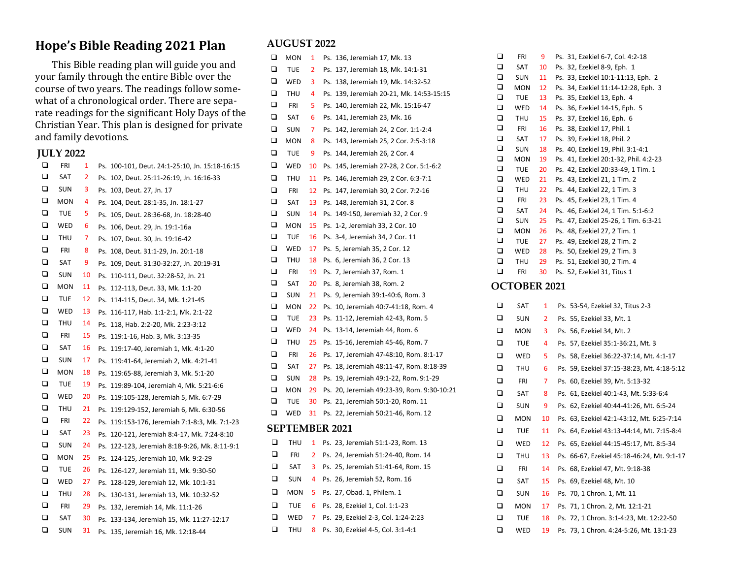# Hope's Bible Reading 2021 Plan

This Bible reading plan will guide you and your family through the entire Bible over the course of two years. The readings follow somewhat of a chronological order. There are separate readings for the significant Holy Days of the Christian Year. This plan is designed for private and family devotions.

## JULY 2022

| | Day | Date | Reading |
|---|---|---|---|
| ❑ | FRI | 1 | Ps. 100-101, Deut. 24:1-25:10, Jn. 15:18-16:15 |
| ❑ | SAT | 2 | Ps. 102, Deut. 25:11-26:19, Jn. 16:16-33 |
| ❑ | SUN | 3 | Ps. 103, Deut. 27, Jn. 17 |
| ❑ | MON | 4 | Ps. 104, Deut. 28:1-35, Jn. 18:1-27 |
| ❑ | TUE | 5 | Ps. 105, Deut. 28:36-68, Jn. 18:28-40 |
| ❑ | WED | 6 | Ps. 106, Deut. 29, Jn. 19:1-16a |
| ❑ | THU | 7 | Ps. 107, Deut. 30, Jn. 19:16-42 |
| ❑ | FRI | 8 | Ps. 108, Deut. 31:1-29, Jn. 20:1-18 |
| ❑ | SAT | 9 | Ps. 109, Deut. 31:30-32:27, Jn. 20:19-31 |
| ❑ | SUN | 10 | Ps. 110-111, Deut. 32:28-52, Jn. 21 |
| ❑ | MON | 11 | Ps. 112-113, Deut. 33, Mk. 1:1-20 |
| ❑ | TUE | 12 | Ps. 114-115, Deut. 34, Mk. 1:21-45 |
| ❑ | WED | 13 | Ps. 116-117, Hab. 1:1-2:1, Mk. 2:1-22 |
| ❑ | THU | 14 | Ps. 118, Hab. 2:2-20, Mk. 2:23-3:12 |
| ❑ | FRI | 15 | Ps. 119:1-16, Hab. 3, Mk. 3:13-35 |
| ❑ | SAT | 16 | Ps. 119:17-40, Jeremiah 1, Mk. 4:1-20 |
| ❑ | SUN | 17 | Ps. 119:41-64, Jeremiah 2, Mk. 4:21-41 |
| ❑ | MON | 18 | Ps. 119:65-88, Jeremiah 3, Mk. 5:1-20 |
| ❑ | TUE | 19 | Ps. 119:89-104, Jeremiah 4, Mk. 5:21-6:6 |
| ❑ | WED | 20 | Ps. 119:105-128, Jeremiah 5, Mk. 6:7-29 |
| ❑ | THU | 21 | Ps. 119:129-152, Jeremiah 6, Mk. 6:30-56 |
| ❑ | FRI | 22 | Ps. 119:153-176, Jeremiah 7:1-8:3, Mk. 7:1-23 |
| ❑ | SAT | 23 | Ps. 120-121, Jeremiah 8:4-17, Mk. 7:24-8:10 |
| ❑ | SUN | 24 | Ps. 122-123, Jeremiah 8:18-9:26, Mk. 8:11-9:1 |
| ❑ | MON | 25 | Ps. 124-125, Jeremiah 10, Mk. 9:2-29 |
| ❑ | TUE | 26 | Ps. 126-127, Jeremiah 11, Mk. 9:30-50 |
| ❑ | WED | 27 | Ps. 128-129, Jeremiah 12, Mk. 10:1-31 |
| ❑ | THU | 28 | Ps. 130-131, Jeremiah 13, Mk. 10:32-52 |
| ❑ | FRI | 29 | Ps. 132, Jeremiah 14, Mk. 11:1-26 |
| ❑ | SAT | 30 | Ps. 133-134, Jeremiah 15, Mk. 11:27-12:17 |
| ❑ | SUN | 31 | Ps. 135, Jeremiah 16, Mk. 12:18-44 |

## AUGUST 2022

| | Day | Date | Reading |
|---|---|---|---|
| ❑ | MON | 1 | Ps. 136, Jeremiah 17, Mk. 13 |
| ❑ | TUE | 2 | Ps. 137, Jeremiah 18, Mk. 14:1-31 |
| ❑ | WED | 3 | Ps. 138, Jeremiah 19, Mk. 14:32-52 |
| ❑ | THU | 4 | Ps. 139, Jeremiah 20-21, Mk. 14:53-15:15 |
| ❑ | FRI | 5 | Ps. 140, Jeremiah 22, Mk. 15:16-47 |
| ❑ | SAT | 6 | Ps. 141, Jeremiah 23, Mk. 16 |
| ❑ | SUN | 7 | Ps. 142, Jeremiah 24, 2 Cor. 1:1-2:4 |
| ❑ | MON | 8 | Ps. 143, Jeremiah 25, 2 Cor. 2:5-3:18 |
| ❑ | TUE | 9 | Ps. 144, Jeremiah 26, 2 Cor. 4 |
| ❑ | WED | 10 | Ps. 145, Jeremiah 27-28, 2 Cor. 5:1-6:2 |
| ❑ | THU | 11 | Ps. 146, Jeremiah 29, 2 Cor. 6:3-7:1 |
| ❑ | FRI | 12 | Ps. 147, Jeremiah 30, 2 Cor. 7:2-16 |
| ❑ | SAT | 13 | Ps. 148, Jeremiah 31, 2 Cor. 8 |
| ❑ | SUN | 14 | Ps. 149-150, Jeremiah 32, 2 Cor. 9 |
| ❑ | MON | 15 | Ps. 1-2, Jeremiah 33, 2 Cor. 10 |
| ❑ | TUE | 16 | Ps. 3-4, Jeremiah 34, 2 Cor. 11 |
| ❑ | WED | 17 | Ps. 5, Jeremiah 35, 2 Cor. 12 |
| ❑ | THU | 18 | Ps. 6, Jeremiah 36, 2 Cor. 13 |
| ❑ | FRI | 19 | Ps. 7, Jeremiah 37, Rom. 1 |
| ❑ | SAT | 20 | Ps. 8, Jeremiah 38, Rom. 2 |
| ❑ | SUN | 21 | Ps. 9, Jeremiah 39:1-40:6, Rom. 3 |
| ❑ | MON | 22 | Ps. 10, Jeremiah 40:7-41:18, Rom. 4 |
| ❑ | TUE | 23 | Ps. 11-12, Jeremiah 42-43, Rom. 5 |
| ❑ | WED | 24 | Ps. 13-14, Jeremiah 44, Rom. 6 |
| ❑ | THU | 25 | Ps. 15-16, Jeremiah 45-46, Rom. 7 |
| ❑ | FRI | 26 | Ps. 17, Jeremiah 47-48:10, Rom. 8:1-17 |
| ❑ | SAT | 27 | Ps. 18, Jeremiah 48:11-47, Rom. 8:18-39 |
| ❑ | SUN | 28 | Ps. 19, Jeremiah 49:1-22, Rom. 9:1-29 |
| ❑ | MON | 29 | Ps. 20, Jeremiah 49:23-39, Rom. 9:30-10:21 |
| ❑ | TUE | 30 | Ps. 21, Jeremiah 50:1-20, Rom. 11 |
| ❑ | WED | 31 | Ps. 22, Jeremiah 50:21-46, Rom. 12 |

## SEPTEMBER 2021

| | Day | Date | Reading |
|---|---|---|---|
| ❑ | THU | 1 | Ps. 23, Jeremiah 51:1-23, Rom. 13 |
| ❑ | FRI | 2 | Ps. 24, Jeremiah 51:24-40, Rom. 14 |
| ❑ | SAT | 3 | Ps. 25, Jeremiah 51:41-64, Rom. 15 |
| ❑ | SUN | 4 | Ps. 26, Jeremiah 52, Rom. 16 |
| ❑ | MON | 5 | Ps. 27, Obad. 1, Philem. 1 |
| ❑ | TUE | 6 | Ps. 28, Ezekiel 1, Col. 1:1-23 |
| ❑ | WED | 7 | Ps. 29, Ezekiel 2-3, Col. 1:24-2:23 |
| ❑ | THU | 8 | Ps. 30, Ezekiel 4-5, Col. 3:1-4:1 |
| ❑ | FRI | 9 | Ps. 31, Ezekiel 6-7, Col. 4:2-18 |
| ❑ | SAT | 10 | Ps. 32, Ezekiel 8-9, Eph. 1 |
| ❑ | SUN | 11 | Ps. 33, Ezekiel 10:1-11:13, Eph. 2 |
| ❑ | MON | 12 | Ps. 34, Ezekiel 11:14-12:28, Eph. 3 |
| ❑ | TUE | 13 | Ps. 35, Ezekiel 13, Eph. 4 |
| ❑ | WED | 14 | Ps. 36, Ezekiel 14-15, Eph. 5 |
| ❑ | THU | 15 | Ps. 37, Ezekiel 16, Eph. 6 |
| ❑ | FRI | 16 | Ps. 38, Ezekiel 17, Phil. 1 |
| ❑ | SAT | 17 | Ps. 39, Ezekiel 18, Phil. 2 |
| ❑ | SUN | 18 | Ps. 40, Ezekiel 19, Phil. 3:1-4:1 |
| ❑ | MON | 19 | Ps. 41, Ezekiel 20:1-32, Phil. 4:2-23 |
| ❑ | TUE | 20 | Ps. 42, Ezekiel 20:33-49, 1 Tim. 1 |
| ❑ | WED | 21 | Ps. 43, Ezekiel 21, 1 Tim. 2 |
| ❑ | THU | 22 | Ps. 44, Ezekiel 22, 1 Tim. 3 |
| ❑ | FRI | 23 | Ps. 45, Ezekiel 23, 1 Tim. 4 |
| ❑ | SAT | 24 | Ps. 46, Ezekiel 24, 1 Tim. 5:1-6:2 |
| ❑ | SUN | 25 | Ps. 47, Ezekiel 25-26, 1 Tim. 6:3-21 |
| ❑ | MON | 26 | Ps. 48, Ezekiel 27, 2 Tim. 1 |
| ❑ | TUE | 27 | Ps. 49, Ezekiel 28, 2 Tim. 2 |
| ❑ | WED | 28 | Ps. 50, Ezekiel 29, 2 Tim. 3 |
| ❑ | THU | 29 | Ps. 51, Ezekiel 30, 2 Tim. 4 |
| ❑ | FRI | 30 | Ps. 52, Ezekiel 31, Titus 1 |

## OCTOBER 2021

| | Day | Date | Reading |
|---|---|---|---|
| ❑ | SAT | 1 | Ps. 53-54, Ezekiel 32, Titus 2-3 |
| ❑ | SUN | 2 | Ps. 55, Ezekiel 33, Mt. 1 |
| ❑ | MON | 3 | Ps. 56, Ezekiel 34, Mt. 2 |
| ❑ | TUE | 4 | Ps. 57, Ezekiel 35:1-36:21, Mt. 3 |
| ❑ | WED | 5 | Ps. 58, Ezekiel 36:22-37:14, Mt. 4:1-17 |
| ❑ | THU | 6 | Ps. 59, Ezekiel 37:15-38:23, Mt. 4:18-5:12 |
| ❑ | FRI | 7 | Ps. 60, Ezekiel 39, Mt. 5:13-32 |
| ❑ | SAT | 8 | Ps. 61, Ezekiel 40:1-43, Mt. 5:33-6:4 |
| ❑ | SUN | 9 | Ps. 62, Ezekiel 40:44-41:26, Mt. 6:5-24 |
| ❑ | MON | 10 | Ps. 63, Ezekiel 42:1-43:12, Mt. 6:25-7:14 |
| ❑ | TUE | 11 | Ps. 64, Ezekiel 43:13-44:14, Mt. 7:15-8:4 |
| ❑ | WED | 12 | Ps. 65, Ezekiel 44:15-45:17, Mt. 8:5-34 |
| ❑ | THU | 13 | Ps. 66-67, Ezekiel 45:18-46:24, Mt. 9:1-17 |
| ❑ | FRI | 14 | Ps. 68, Ezekiel 47, Mt. 9:18-38 |
| ❑ | SAT | 15 | Ps. 69, Ezekiel 48, Mt. 10 |
| ❑ | SUN | 16 | Ps. 70, 1 Chron. 1, Mt. 11 |
| ❑ | MON | 17 | Ps. 71, 1 Chron. 2, Mt. 12:1-21 |
| ❑ | TUE | 18 | Ps. 72, 1 Chron. 3:1-4:23, Mt. 12:22-50 |
| ❑ | WED | 19 | Ps. 73, 1 Chron. 4:24-5:26, Mt. 13:1-23 |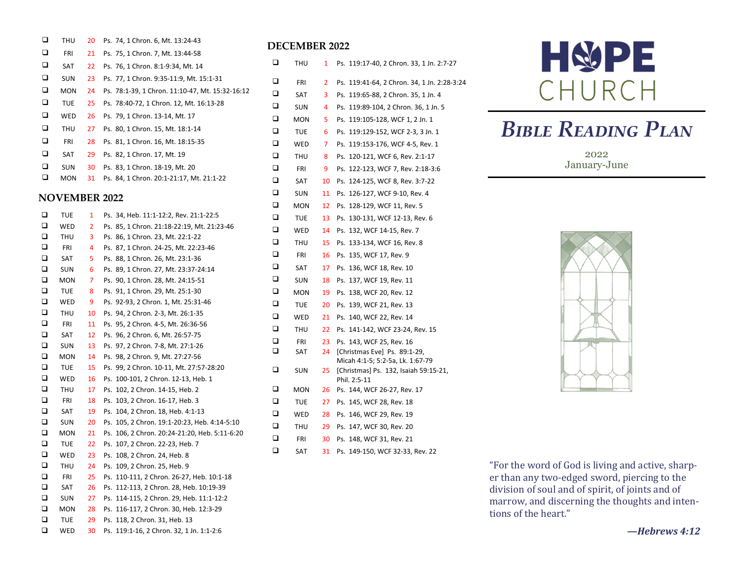| | | | |
|---|---|---|---|
| ❑ | THU | 20 | Ps. 74, 1 Chron. 6, Mt. 13:24-43 |
| ❑ | FRI | 21 | Ps. 75, 1 Chron. 7, Mt. 13:44-58 |
| ❑ | SAT | 22 | Ps. 76, 1 Chron. 8:1-9:34, Mt. 14 |
| ❑ | SUN | 23 | Ps. 77, 1 Chron. 9:35-11:9, Mt. 15:1-31 |
| ❑ | MON | 24 | Ps. 78:1-39, 1 Chron. 11:10-47, Mt. 15:32-16:12 |
| ❑ | TUE | 25 | Ps. 78:40-72, 1 Chron. 12, Mt. 16:13-28 |
| ❑ | WED | 26 | Ps. 79, 1 Chron. 13-14, Mt. 17 |
| ❑ | THU | 27 | Ps. 80, 1 Chron. 15, Mt. 18:1-14 |
| ❑ | FRI | 28 | Ps. 81, 1 Chron. 16, Mt. 18:15-35 |
| ❑ | SAT | 29 | Ps. 82, 1 Chron. 17, Mt. 19 |
| ❑ | SUN | 30 | Ps. 83, 1 Chron. 18-19, Mt. 20 |
| ❑ | MON | 31 | Ps. 84, 1 Chron. 20:1-21:17, Mt. 21:1-22 |

## NOVEMBER 2022

| | | | |
|---|---|---|---|
| ❑ | TUE | 1 | Ps. 34, Heb. 11:1-12:2, Rev. 21:1-22:5 |
| ❑ | WED | 2 | Ps. 85, 1 Chron. 21:18-22:19, Mt. 21:23-46 |
| ❑ | THU | 3 | Ps. 86, 1 Chron. 23, Mt. 22:1-22 |
| ❑ | FRI | 4 | Ps. 87, 1 Chron. 24-25, Mt. 22:23-46 |
| ❑ | SAT | 5 | Ps. 88, 1 Chron. 26, Mt. 23:1-36 |
| ❑ | SUN | 6 | Ps. 89, 1 Chron. 27, Mt. 23:37-24:14 |
| ❑ | MON | 7 | Ps. 90, 1 Chron. 28, Mt. 24:15-51 |
| ❑ | TUE | 8 | Ps. 91, 1 Chron. 29, Mt. 25:1-30 |
| ❑ | WED | 9 | Ps. 92-93, 2 Chron. 1, Mt. 25:31-46 |
| ❑ | THU | 10 | Ps. 94, 2 Chron. 2-3, Mt. 26:1-35 |
| ❑ | FRI | 11 | Ps. 95, 2 Chron. 4-5, Mt. 26:36-56 |
| ❑ | SAT | 12 | Ps. 96, 2 Chron. 6, Mt. 26:57-75 |
| ❑ | SUN | 13 | Ps. 97, 2 Chron. 7-8, Mt. 27:1-26 |
| ❑ | MON | 14 | Ps. 98, 2 Chron. 9, Mt. 27:27-56 |
| ❑ | TUE | 15 | Ps. 99, 2 Chron. 10-11, Mt. 27:57-28:20 |
| ❑ | WED | 16 | Ps. 100-101, 2 Chron. 12-13, Heb. 1 |
| ❑ | THU | 17 | Ps. 102, 2 Chron. 14-15, Heb. 2 |
| ❑ | FRI | 18 | Ps. 103, 2 Chron. 16-17, Heb. 3 |
| ❑ | SAT | 19 | Ps. 104, 2 Chron. 18, Heb. 4:1-13 |
| ❑ | SUN | 20 | Ps. 105, 2 Chron. 19:1-20:23, Heb. 4:14-5:10 |
| ❑ | MON | 21 | Ps. 106, 2 Chron. 20:24-21:20, Heb. 5:11-6:20 |
| ❑ | TUE | 22 | Ps. 107, 2 Chron. 22-23, Heb. 7 |
| ❑ | WED | 23 | Ps. 108, 2 Chron. 24, Heb. 8 |
| ❑ | THU | 24 | Ps. 109, 2 Chron. 25, Heb. 9 |
| ❑ | FRI | 25 | Ps. 110-111, 2 Chron. 26-27, Heb. 10:1-18 |
| ❑ | SAT | 26 | Ps. 112-113, 2 Chron. 28, Heb. 10:19-39 |
| ❑ | SUN | 27 | Ps. 114-115, 2 Chron. 29, Heb. 11:1-12:2 |
| ❑ | MON | 28 | Ps. 116-117, 2 Chron. 30, Heb. 12:3-29 |
| ❑ | TUE | 29 | Ps. 118, 2 Chron. 31, Heb. 13 |
| ❑ | WED | 30 | Ps. 119:1-16, 2 Chron. 32, 1 Jn. 1:1-2:6 |

## DECEMBER 2022

| | | | |
|---|---|---|---|
| ❑ | THU | 1 | Ps. 119:17-40, 2 Chron. 33, 1 Jn. 2:7-27 |
| ❑ | FRI | 2 | Ps. 119:41-64, 2 Chron. 34, 1 Jn. 2:28-3:24 |
| ❑ | SAT | 3 | Ps. 119:65-88, 2 Chron. 35, 1 Jn. 4 |
| ❑ | SUN | 4 | Ps. 119:89-104, 2 Chron. 36, 1 Jn. 5 |
| ❑ | MON | 5 | Ps. 119:105-128, WCF 1, 2 Jn. 1 |
| ❑ | TUE | 6 | Ps. 119:129-152, WCF 2-3, 3 Jn. 1 |
| ❑ | WED | 7 | Ps. 119:153-176, WCF 4-5, Rev. 1 |
| ❑ | THU | 8 | Ps. 120-121, WCF 6, Rev. 2:1-17 |
| ❑ | FRI | 9 | Ps. 122-123, WCF 7, Rev. 2:18-3:6 |
| ❑ | SAT | 10 | Ps. 124-125, WCF 8, Rev. 3:7-22 |
| ❑ | SUN | 11 | Ps. 126-127, WCF 9-10, Rev. 4 |
| ❑ | MON | 12 | Ps. 128-129, WCF 11, Rev. 5 |
| ❑ | TUE | 13 | Ps. 130-131, WCF 12-13, Rev. 6 |
| ❑ | WED | 14 | Ps. 132, WCF 14-15, Rev. 7 |
| ❑ | THU | 15 | Ps. 133-134, WCF 16, Rev. 8 |
| ❑ | FRI | 16 | Ps. 135, WCF 17, Rev. 9 |
| ❑ | SAT | 17 | Ps. 136, WCF 18, Rev. 10 |
| ❑ | SUN | 18 | Ps. 137, WCF 19, Rev. 11 |
| ❑ | MON | 19 | Ps. 138, WCF 20, Rev. 12 |
| ❑ | TUE | 20 | Ps. 139, WCF 21, Rev. 13 |
| ❑ | WED | 21 | Ps. 140, WCF 22, Rev. 14 |
| ❑ | THU | 22 | Ps. 141-142, WCF 23-24, Rev. 15 |
| ❑ | FRI | 23 | Ps. 143, WCF 25, Rev. 16 |
| ❑ | SAT | 24 | [Christmas Eve] Ps. 89:1-29, Micah 4:1-5; 5:2-5a, Lk. 1:67-79 |
| ❑ | SUN | 25 | [Christmas] Ps. 132, Isaiah 59:15-21, Phil. 2:5-11 |
| ❑ | MON | 26 | Ps. 144, WCF 26-27, Rev. 17 |
| ❑ | TUE | 27 | Ps. 145, WCF 28, Rev. 18 |
| ❑ | WED | 28 | Ps. 146, WCF 29, Rev. 19 |
| ❑ | THU | 29 | Ps. 147, WCF 30, Rev. 20 |
| ❑ | FRI | 30 | Ps. 148, WCF 31, Rev. 21 |
| ❑ | SAT | 31 | Ps. 149-150, WCF 32-33, Rev. 22 |

# HOPE CHURCH

## *BIBLE READING PLAN*

2022
January-June

"For the word of God is living and active, sharper than any two-edged sword, piercing to the division of soul and of spirit, of joints and of marrow, and discerning the thoughts and intentions of the heart."

***—Hebrews 4:12***